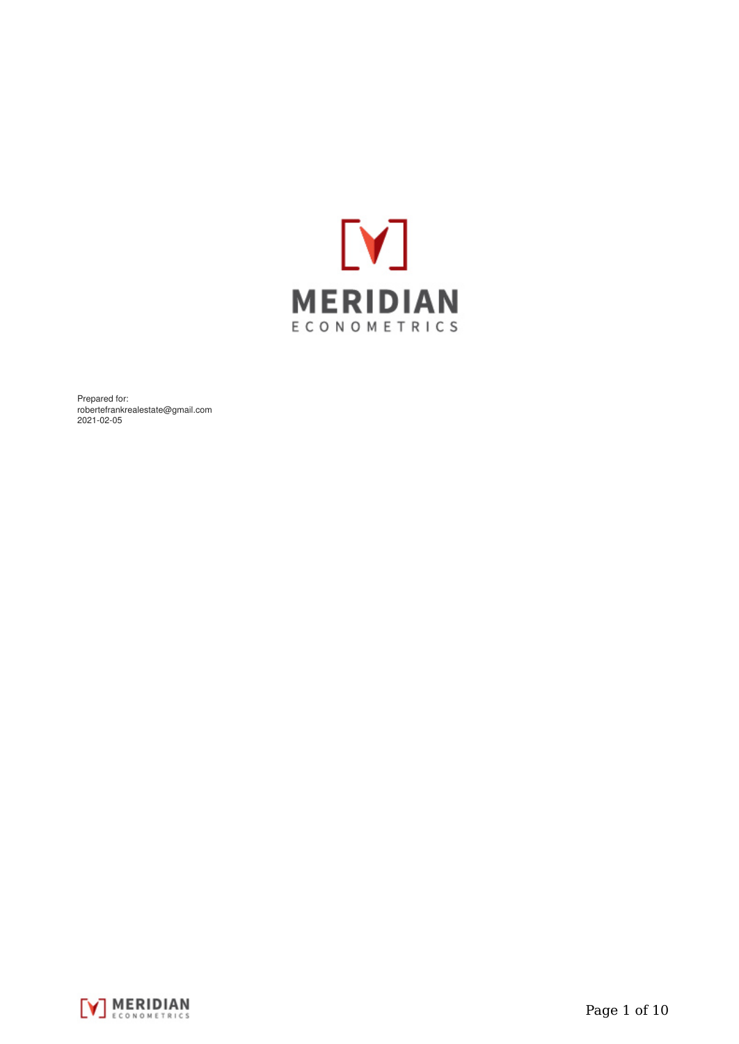MERIDIAN

ECONOMETRICS

Prepared for:
robertefrankrealestate@gmail.com
2021-02-05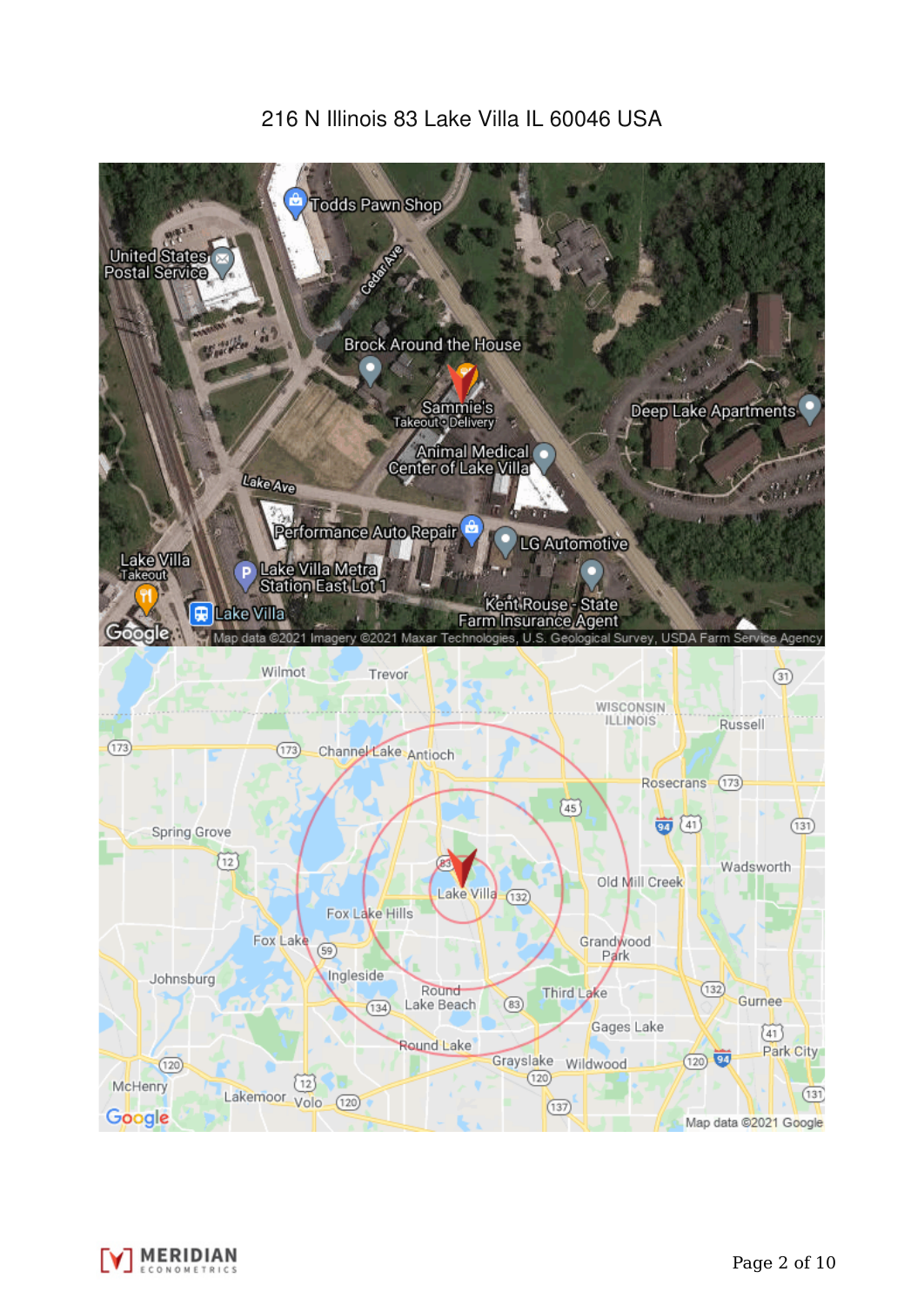216 N Illinois 83 Lake Villa IL 60046 USA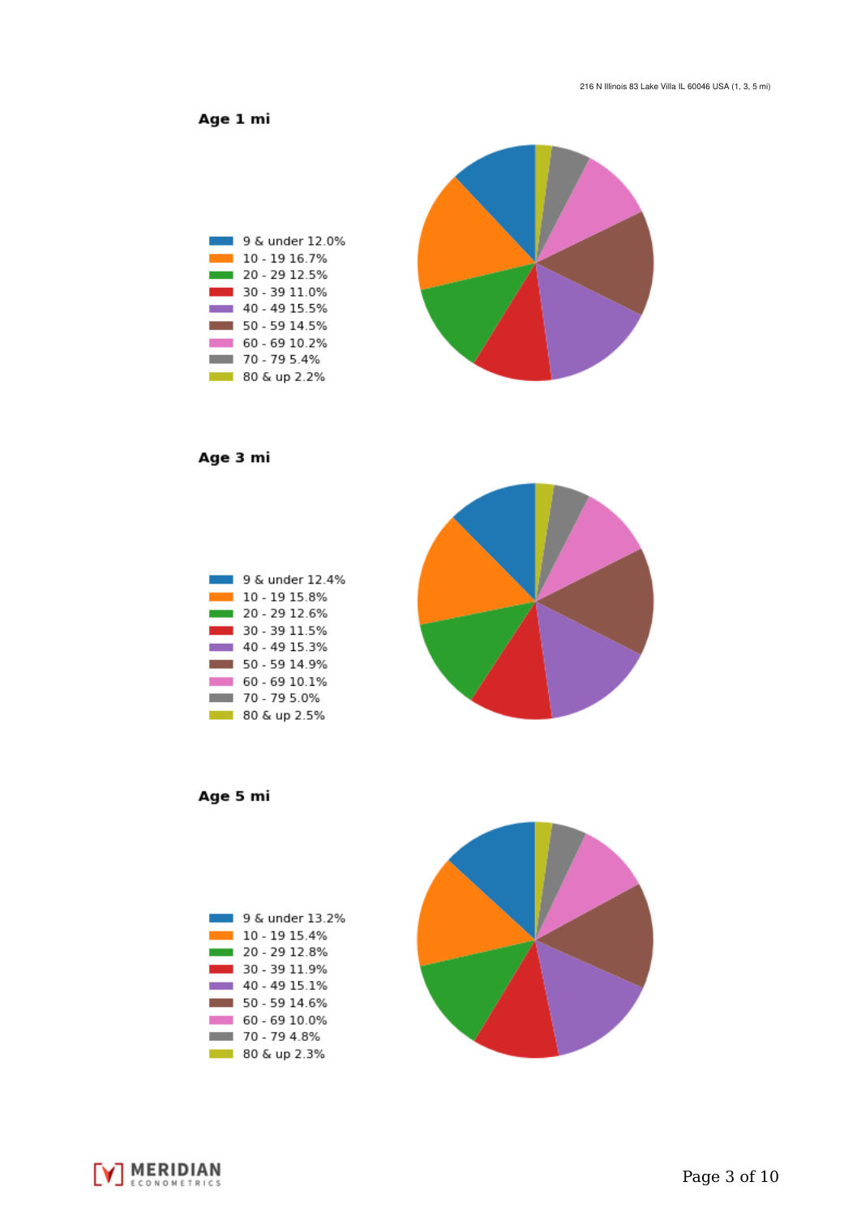216 N Illinois 83 Lake Villa IL 60046 USA (1, 3, 5 mi)

### Age 1 mi

- 9 & under 12.0%
- 10 - 19 16.7%
- 20 - 29 12.5%
- 30 - 39 11.0%
- 40 - 49 15.5%
- 50 - 59 14.5%
- 60 - 69 10.2%
- 70 - 79 5.4%
- 80 & up 2.2%

### Age 3 mi

- 9 & under 12.4%
- 10 - 19 15.8%
- 20 - 29 12.6%
- 30 - 39 11.5%
- 40 - 49 15.3%
- 50 - 59 14.9%
- 60 - 69 10.1%
- 70 - 79 5.0%
- 80 & up 2.5%

### Age 5 mi

- 9 & under 13.2%
- 10 - 19 15.4%
- 20 - 29 12.8%
- 30 - 39 11.9%
- 40 - 49 15.1%
- 50 - 59 14.6%
- 60 - 69 10.0%
- 70 - 79 4.8%
- 80 & up 2.3%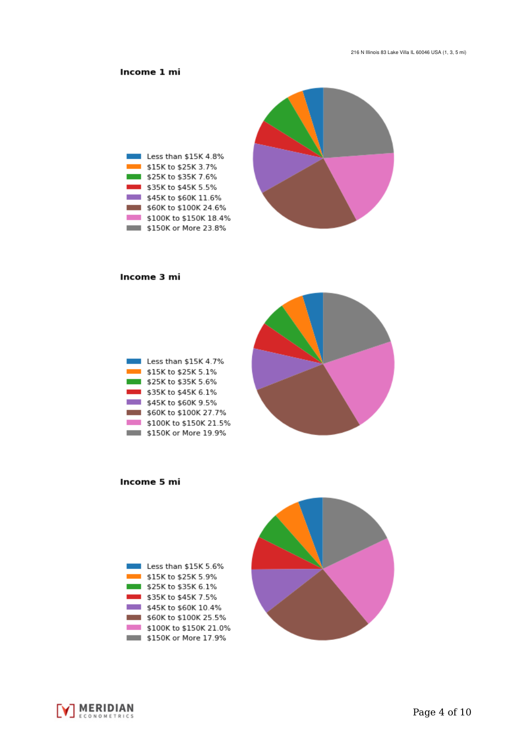## Income 1 mi

- Less than $15K 4.8%
- $15K to $25K 3.7%
- $25K to $35K 7.6%
- $35K to $45K 5.5%
- $45K to $60K 11.6%
- $60K to $100K 24.6%
- $100K to $150K 18.4%
- $150K or More 23.8%

## Income 3 mi

- Less than $15K 4.7%
- $15K to $25K 5.1%
- $25K to $35K 5.6%
- $35K to $45K 6.1%
- $45K to $60K 9.5%
- $60K to $100K 27.7%
- $100K to $150K 21.5%
- $150K or More 19.9%

## Income 5 mi

- Less than $15K 5.6%
- $15K to $25K 5.9%
- $25K to $35K 6.1%
- $35K to $45K 7.5%
- $45K to $60K 10.4%
- $60K to $100K 25.5%
- $100K to $150K 21.0%
- $150K or More 17.9%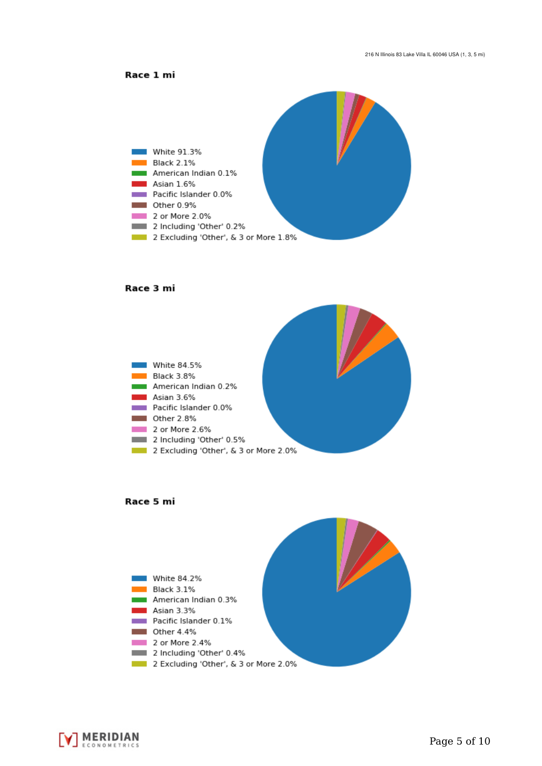216 N Illinois 83 Lake Villa IL 60046 USA (1, 3, 5 mi)

### Race 1 mi

- White 91.3%
- Black 2.1%
- American Indian 0.1%
- Asian 1.6%
- Pacific Islander 0.0%
- Other 0.9%
- 2 or More 2.0%
- 2 Including 'Other' 0.2%
- 2 Excluding 'Other', & 3 or More 1.8%

### Race 3 mi

- White 84.5%
- Black 3.8%
- American Indian 0.2%
- Asian 3.6%
- Pacific Islander 0.0%
- Other 2.8%
- 2 or More 2.6%
- 2 Including 'Other' 0.5%
- 2 Excluding 'Other', & 3 or More 2.0%

### Race 5 mi

- White 84.2%
- Black 3.1%
- American Indian 0.3%
- Asian 3.3%
- Pacific Islander 0.1%
- Other 4.4%
- 2 or More 2.4%
- 2 Including 'Other' 0.4%
- 2 Excluding 'Other', & 3 or More 2.0%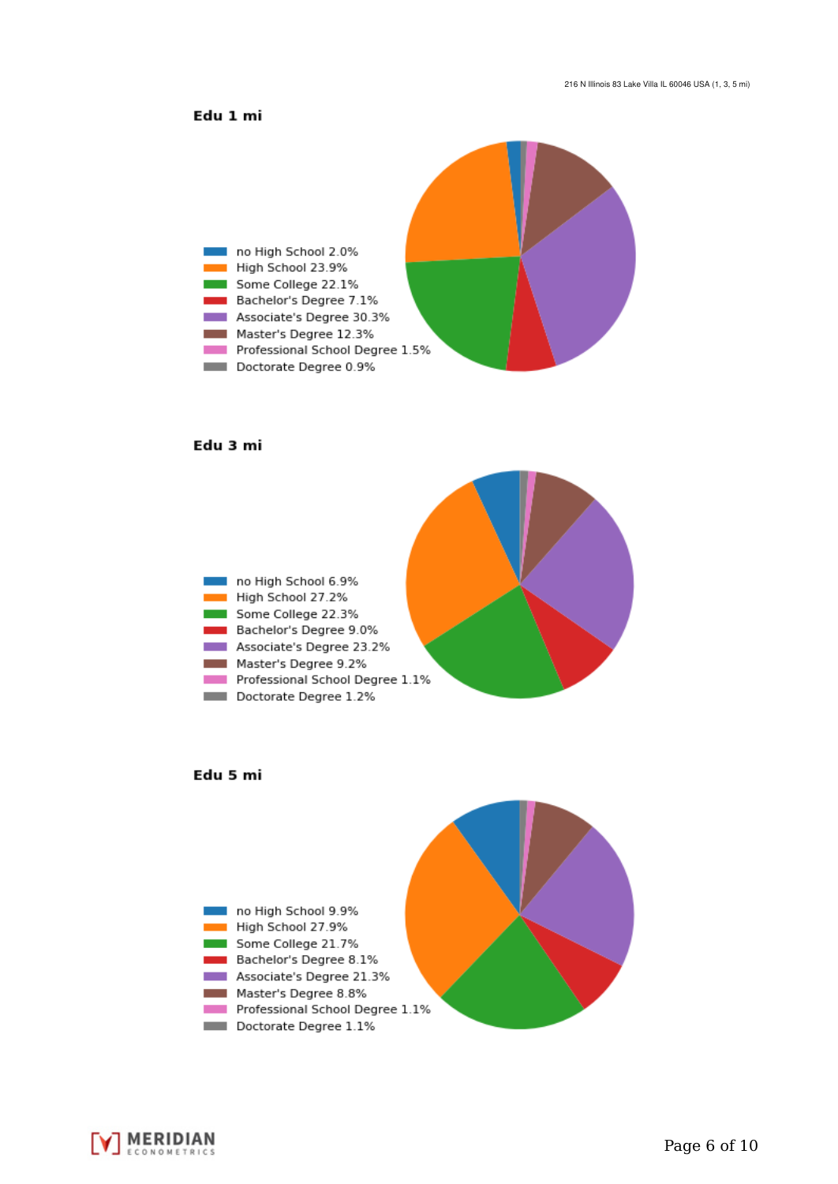216 N Illinois 83 Lake Villa IL 60046 USA (1, 3, 5 mi)

**Edu 1 mi**

- no High School 2.0%
- High School 23.9%
- Some College 22.1%
- Bachelor's Degree 7.1%
- Associate's Degree 30.3%
- Master's Degree 12.3%
- Professional School Degree 1.5%
- Doctorate Degree 0.9%

**Edu 3 mi**

- no High School 6.9%
- High School 27.2%
- Some College 22.3%
- Bachelor's Degree 9.0%
- Associate's Degree 23.2%
- Master's Degree 9.2%
- Professional School Degree 1.1%
- Doctorate Degree 1.2%

**Edu 5 mi**

- no High School 9.9%
- High School 27.9%
- Some College 21.7%
- Bachelor's Degree 8.1%
- Associate's Degree 21.3%
- Master's Degree 8.8%
- Professional School Degree 1.1%
- Doctorate Degree 1.1%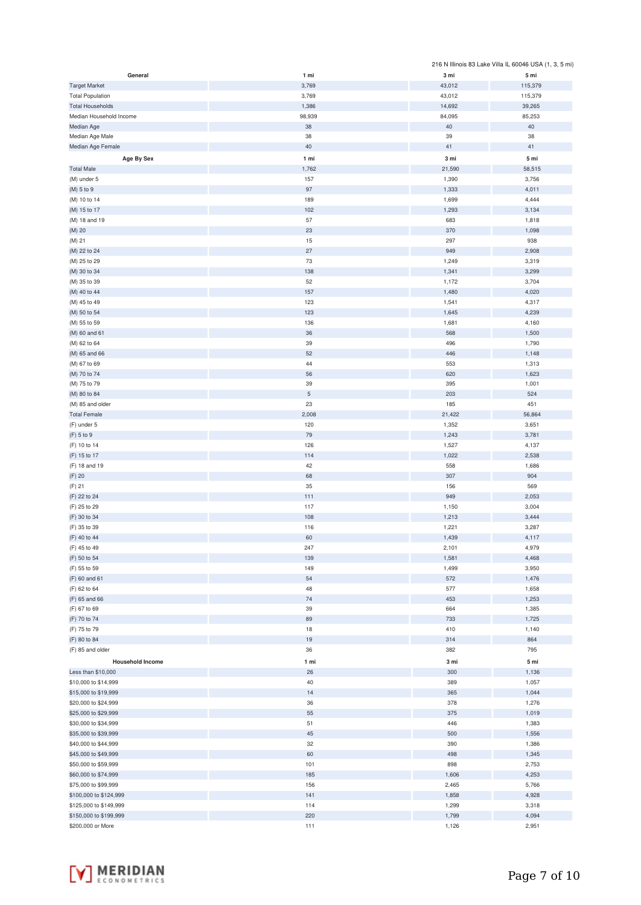216 N Illinois 83 Lake Villa IL 60046 USA (1, 3, 5 mi)

| General | 1 mi | 3 mi | 5 mi |
|---|---|---|---|
| Target Market | 3,769 | 43,012 | 115,379 |
| Total Population | 3,769 | 43,012 | 115,379 |
| Total Households | 1,386 | 14,692 | 39,265 |
| Median Household Income | 98,939 | 84,095 | 85,253 |
| Median Age | 38 | 40 | 40 |
| Median Age Male | 38 | 39 | 38 |
| Median Age Female | 40 | 41 | 41 |

| Age By Sex | 1 mi | 3 mi | 5 mi |
|---|---|---|---|
| Total Male | 1,762 | 21,590 | 58,515 |
| (M) under 5 | 157 | 1,390 | 3,756 |
| (M) 5 to 9 | 97 | 1,333 | 4,011 |
| (M) 10 to 14 | 189 | 1,699 | 4,444 |
| (M) 15 to 17 | 102 | 1,293 | 3,134 |
| (M) 18 and 19 | 57 | 683 | 1,818 |
| (M) 20 | 23 | 370 | 1,098 |
| (M) 21 | 15 | 297 | 938 |
| (M) 22 to 24 | 27 | 949 | 2,908 |
| (M) 25 to 29 | 73 | 1,249 | 3,319 |
| (M) 30 to 34 | 138 | 1,341 | 3,299 |
| (M) 35 to 39 | 52 | 1,172 | 3,704 |
| (M) 40 to 44 | 157 | 1,480 | 4,020 |
| (M) 45 to 49 | 123 | 1,541 | 4,317 |
| (M) 50 to 54 | 123 | 1,645 | 4,239 |
| (M) 55 to 59 | 136 | 1,681 | 4,160 |
| (M) 60 and 61 | 36 | 568 | 1,500 |
| (M) 62 to 64 | 39 | 496 | 1,790 |
| (M) 65 and 66 | 52 | 446 | 1,148 |
| (M) 67 to 69 | 44 | 553 | 1,313 |
| (M) 70 to 74 | 56 | 620 | 1,623 |
| (M) 75 to 79 | 39 | 395 | 1,001 |
| (M) 80 to 84 | 5 | 203 | 524 |
| (M) 85 and older | 23 | 185 | 451 |
| Total Female | 2,008 | 21,422 | 56,864 |
| (F) under 5 | 120 | 1,352 | 3,651 |
| (F) 5 to 9 | 79 | 1,243 | 3,781 |
| (F) 10 to 14 | 126 | 1,527 | 4,137 |
| (F) 15 to 17 | 114 | 1,022 | 2,538 |
| (F) 18 and 19 | 42 | 558 | 1,686 |
| (F) 20 | 68 | 307 | 904 |
| (F) 21 | 35 | 156 | 569 |
| (F) 22 to 24 | 111 | 949 | 2,053 |
| (F) 25 to 29 | 117 | 1,150 | 3,004 |
| (F) 30 to 34 | 108 | 1,213 | 3,444 |
| (F) 35 to 39 | 116 | 1,221 | 3,287 |
| (F) 40 to 44 | 60 | 1,439 | 4,117 |
| (F) 45 to 49 | 247 | 2,101 | 4,979 |
| (F) 50 to 54 | 139 | 1,581 | 4,468 |
| (F) 55 to 59 | 149 | 1,499 | 3,950 |
| (F) 60 and 61 | 54 | 572 | 1,476 |
| (F) 62 to 64 | 48 | 577 | 1,658 |
| (F) 65 and 66 | 74 | 453 | 1,253 |
| (F) 67 to 69 | 39 | 664 | 1,385 |
| (F) 70 to 74 | 89 | 733 | 1,725 |
| (F) 75 to 79 | 18 | 410 | 1,140 |
| (F) 80 to 84 | 19 | 314 | 864 |
| (F) 85 and older | 36 | 382 | 795 |

| Household Income | 1 mi | 3 mi | 5 mi |
|---|---|---|---|
| Less than $10,000 | 26 | 300 | 1,136 |
| $10,000 to $14,999 | 40 | 389 | 1,057 |
| $15,000 to $19,999 | 14 | 365 | 1,044 |
| $20,000 to $24,999 | 36 | 378 | 1,276 |
| $25,000 to $29,999 | 55 | 375 | 1,019 |
| $30,000 to $34,999 | 51 | 446 | 1,383 |
| $35,000 to $39,999 | 45 | 500 | 1,556 |
| $40,000 to $44,999 | 32 | 390 | 1,386 |
| $45,000 to $49,999 | 60 | 498 | 1,345 |
| $50,000 to $59,999 | 101 | 898 | 2,753 |
| $60,000 to $74,999 | 185 | 1,606 | 4,253 |
| $75,000 to $99,999 | 156 | 2,465 | 5,766 |
| $100,000 to $124,999 | 141 | 1,858 | 4,928 |
| $125,000 to $149,999 | 114 | 1,299 | 3,318 |
| $150,000 to $199,999 | 220 | 1,799 | 4,094 |
| $200,000 or More | 111 | 1,126 | 2,951 |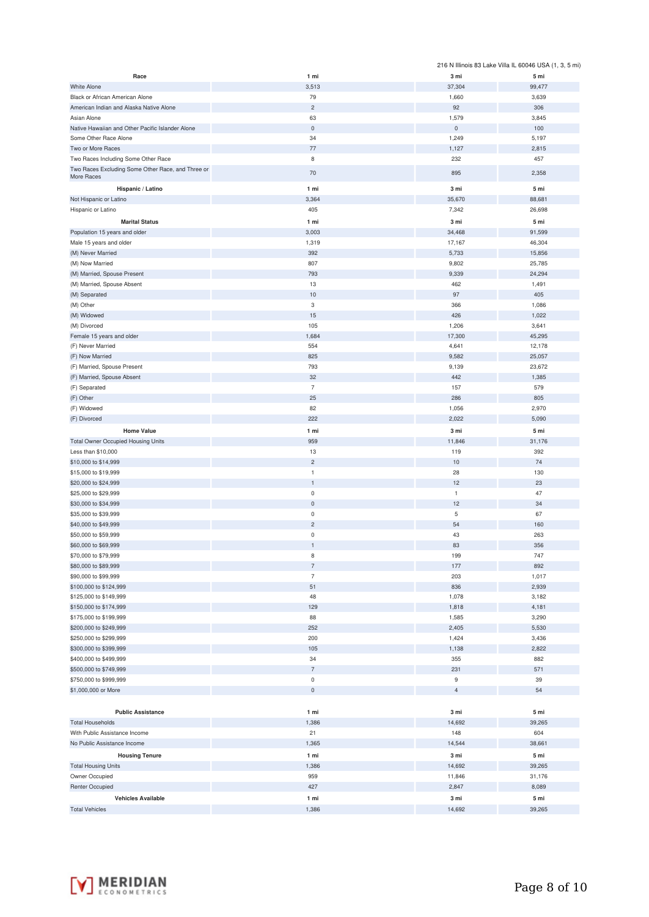216 N Illinois 83 Lake Villa IL 60046 USA (1, 3, 5 mi)

| Race | 1 mi | 3 mi | 5 mi |
|---|---|---|---|
| White Alone | 3,513 | 37,304 | 99,477 |
| Black or African American Alone | 79 | 1,660 | 3,639 |
| American Indian and Alaska Native Alone | 2 | 92 | 306 |
| Asian Alone | 63 | 1,579 | 3,845 |
| Native Hawaiian and Other Pacific Islander Alone | 0 | 0 | 100 |
| Some Other Race Alone | 34 | 1,249 | 5,197 |
| Two or More Races | 77 | 1,127 | 2,815 |
| Two Races Including Some Other Race | 8 | 232 | 457 |
| Two Races Excluding Some Other Race, and Three or More Races | 70 | 895 | 2,358 |

| Hispanic / Latino | 1 mi | 3 mi | 5 mi |
|---|---|---|---|
| Not Hispanic or Latino | 3,364 | 35,670 | 88,681 |
| Hispanic or Latino | 405 | 7,342 | 26,698 |

| Marital Status | 1 mi | 3 mi | 5 mi |
|---|---|---|---|
| Population 15 years and older | 3,003 | 34,468 | 91,599 |
| Male 15 years and older | 1,319 | 17,167 | 46,304 |
| (M) Never Married | 392 | 5,733 | 15,856 |
| (M) Now Married | 807 | 9,802 | 25,785 |
| (M) Married, Spouse Present | 793 | 9,339 | 24,294 |
| (M) Married, Spouse Absent | 13 | 462 | 1,491 |
| (M) Separated | 10 | 97 | 405 |
| (M) Other | 3 | 366 | 1,086 |
| (M) Widowed | 15 | 426 | 1,022 |
| (M) Divorced | 105 | 1,206 | 3,641 |
| Female 15 years and older | 1,684 | 17,300 | 45,295 |
| (F) Never Married | 554 | 4,641 | 12,178 |
| (F) Now Married | 825 | 9,582 | 25,057 |
| (F) Married, Spouse Present | 793 | 9,139 | 23,672 |
| (F) Married, Spouse Absent | 32 | 442 | 1,385 |
| (F) Separated | 7 | 157 | 579 |
| (F) Other | 25 | 286 | 805 |
| (F) Widowed | 82 | 1,056 | 2,970 |
| (F) Divorced | 222 | 2,022 | 5,090 |

| Home Value | 1 mi | 3 mi | 5 mi |
|---|---|---|---|
| Total Owner Occupied Housing Units | 959 | 11,846 | 31,176 |
| Less than $10,000 | 13 | 119 | 392 |
| $10,000 to $14,999 | 2 | 10 | 74 |
| $15,000 to $19,999 | 1 | 28 | 130 |
| $20,000 to $24,999 | 1 | 12 | 23 |
| $25,000 to $29,999 | 0 | 1 | 47 |
| $30,000 to $34,999 | 0 | 12 | 34 |
| $35,000 to $39,999 | 0 | 5 | 67 |
| $40,000 to $49,999 | 2 | 54 | 160 |
| $50,000 to $59,999 | 0 | 43 | 263 |
| $60,000 to $69,999 | 1 | 83 | 356 |
| $70,000 to $79,999 | 8 | 199 | 747 |
| $80,000 to $89,999 | 7 | 177 | 892 |
| $90,000 to $99,999 | 7 | 203 | 1,017 |
| $100,000 to $124,999 | 51 | 836 | 2,939 |
| $125,000 to $149,999 | 48 | 1,078 | 3,182 |
| $150,000 to $174,999 | 129 | 1,818 | 4,181 |
| $175,000 to $199,999 | 88 | 1,585 | 3,290 |
| $200,000 to $249,999 | 252 | 2,405 | 5,530 |
| $250,000 to $299,999 | 200 | 1,424 | 3,436 |
| $300,000 to $399,999 | 105 | 1,138 | 2,822 |
| $400,000 to $499,999 | 34 | 355 | 882 |
| $500,000 to $749,999 | 7 | 231 | 571 |
| $750,000 to $999,999 | 0 | 9 | 39 |
| $1,000,000 or More | 0 | 4 | 54 |

| Public Assistance | 1 mi | 3 mi | 5 mi |
|---|---|---|---|
| Total Households | 1,386 | 14,692 | 39,265 |
| With Public Assistance Income | 21 | 148 | 604 |
| No Public Assistance Income | 1,365 | 14,544 | 38,661 |

| Housing Tenure | 1 mi | 3 mi | 5 mi |
|---|---|---|---|
| Total Housing Units | 1,386 | 14,692 | 39,265 |
| Owner Occupied | 959 | 11,846 | 31,176 |
| Renter Occupied | 427 | 2,847 | 8,089 |

| Vehicles Available | 1 mi | 3 mi | 5 mi |
|---|---|---|---|
| Total Vehicles | 1,386 | 14,692 | 39,265 |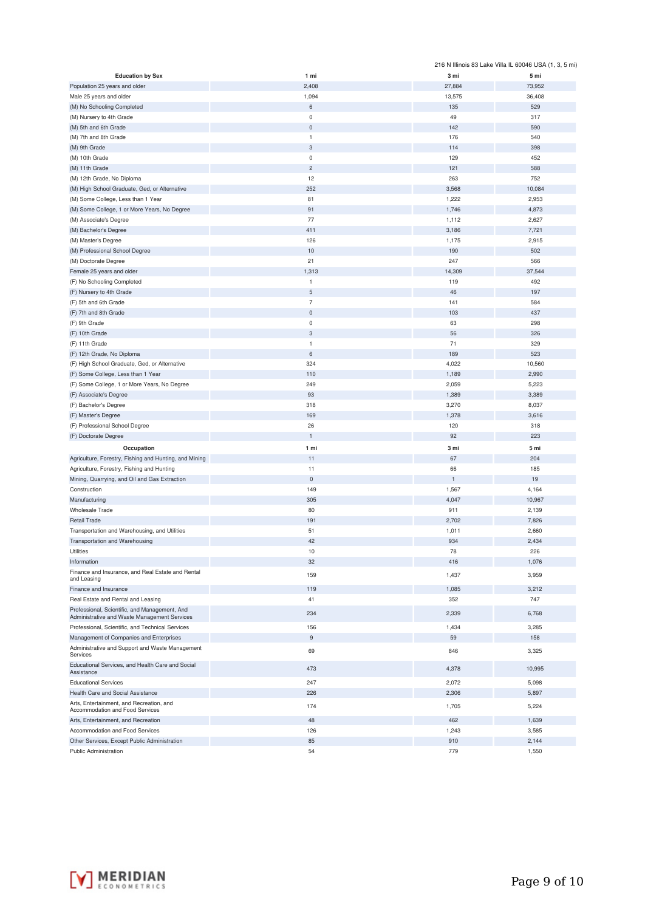216 N Illinois 83 Lake Villa IL 60046 USA (1, 3, 5 mi)

| Education by Sex | 1 mi | 3 mi | 5 mi |
|---|---|---|---|
| Population 25 years and older | 2,408 | 27,884 | 73,952 |
| Male 25 years and older | 1,094 | 13,575 | 36,408 |
| (M) No Schooling Completed | 6 | 135 | 529 |
| (M) Nursery to 4th Grade | 0 | 49 | 317 |
| (M) 5th and 6th Grade | 0 | 142 | 590 |
| (M) 7th and 8th Grade | 1 | 176 | 540 |
| (M) 9th Grade | 3 | 114 | 398 |
| (M) 10th Grade | 0 | 129 | 452 |
| (M) 11th Grade | 2 | 121 | 588 |
| (M) 12th Grade, No Diploma | 12 | 263 | 752 |
| (M) High School Graduate, Ged, or Alternative | 252 | 3,568 | 10,084 |
| (M) Some College, Less than 1 Year | 81 | 1,222 | 2,953 |
| (M) Some College, 1 or More Years, No Degree | 91 | 1,746 | 4,873 |
| (M) Associate's Degree | 77 | 1,112 | 2,627 |
| (M) Bachelor's Degree | 411 | 3,186 | 7,721 |
| (M) Master's Degree | 126 | 1,175 | 2,915 |
| (M) Professional School Degree | 10 | 190 | 502 |
| (M) Doctorate Degree | 21 | 247 | 566 |
| Female 25 years and older | 1,313 | 14,309 | 37,544 |
| (F) No Schooling Completed | 1 | 119 | 492 |
| (F) Nursery to 4th Grade | 5 | 46 | 197 |
| (F) 5th and 6th Grade | 7 | 141 | 584 |
| (F) 7th and 8th Grade | 0 | 103 | 437 |
| (F) 9th Grade | 0 | 63 | 298 |
| (F) 10th Grade | 3 | 56 | 326 |
| (F) 11th Grade | 1 | 71 | 329 |
| (F) 12th Grade, No Diploma | 6 | 189 | 523 |
| (F) High School Graduate, Ged, or Alternative | 324 | 4,022 | 10,560 |
| (F) Some College, Less than 1 Year | 110 | 1,189 | 2,990 |
| (F) Some College, 1 or More Years, No Degree | 249 | 2,059 | 5,223 |
| (F) Associate's Degree | 93 | 1,389 | 3,389 |
| (F) Bachelor's Degree | 318 | 3,270 | 8,037 |
| (F) Master's Degree | 169 | 1,378 | 3,616 |
| (F) Professional School Degree | 26 | 120 | 318 |
| (F) Doctorate Degree | 1 | 92 | 223 |

| Occupation | 1 mi | 3 mi | 5 mi |
|---|---|---|---|
| Agriculture, Forestry, Fishing and Hunting, and Mining | 11 | 67 | 204 |
| Agriculture, Forestry, Fishing and Hunting | 11 | 66 | 185 |
| Mining, Quarrying, and Oil and Gas Extraction | 0 | 1 | 19 |
| Construction | 149 | 1,567 | 4,164 |
| Manufacturing | 305 | 4,047 | 10,967 |
| Wholesale Trade | 80 | 911 | 2,139 |
| Retail Trade | 191 | 2,702 | 7,826 |
| Transportation and Warehousing, and Utilities | 51 | 1,011 | 2,660 |
| Transportation and Warehousing | 42 | 934 | 2,434 |
| Utilities | 10 | 78 | 226 |
| Information | 32 | 416 | 1,076 |
| Finance and Insurance, and Real Estate and Rental and Leasing | 159 | 1,437 | 3,959 |
| Finance and Insurance | 119 | 1,085 | 3,212 |
| Real Estate and Rental and Leasing | 41 | 352 | 747 |
| Professional, Scientific, and Management, And Administrative and Waste Management Services | 234 | 2,339 | 6,768 |
| Professional, Scientific, and Technical Services | 156 | 1,434 | 3,285 |
| Management of Companies and Enterprises | 9 | 59 | 158 |
| Administrative and Support and Waste Management Services | 69 | 846 | 3,325 |
| Educational Services, and Health Care and Social Assistance | 473 | 4,378 | 10,995 |
| Educational Services | 247 | 2,072 | 5,098 |
| Health Care and Social Assistance | 226 | 2,306 | 5,897 |
| Arts, Entertainment, and Recreation, and Accommodation and Food Services | 174 | 1,705 | 5,224 |
| Arts, Entertainment, and Recreation | 48 | 462 | 1,639 |
| Accommodation and Food Services | 126 | 1,243 | 3,585 |
| Other Services, Except Public Administration | 85 | 910 | 2,144 |
| Public Administration | 54 | 779 | 1,550 |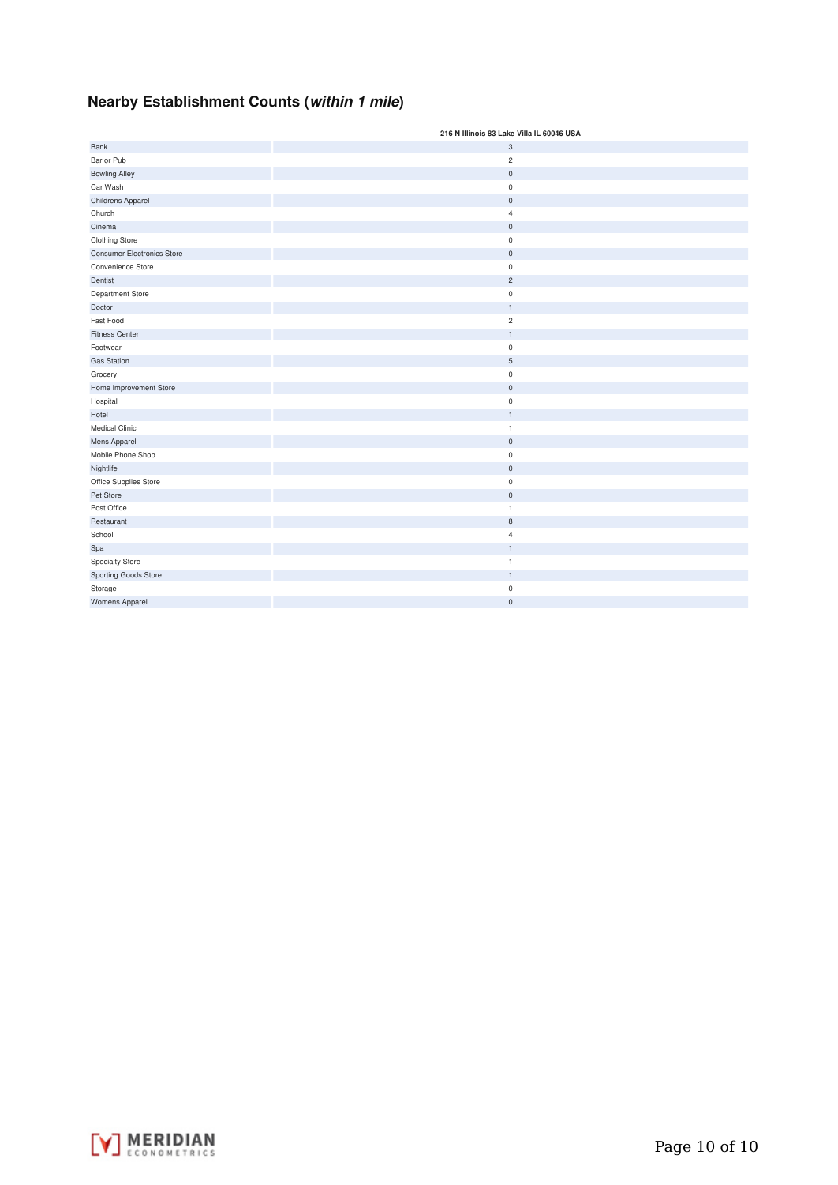## Nearby Establishment Counts (*within 1 mile*)

| | 216 N Illinois 83 Lake Villa IL 60046 USA |
|---|---|
| Bank | 3 |
| Bar or Pub | 2 |
| Bowling Alley | 0 |
| Car Wash | 0 |
| Childrens Apparel | 0 |
| Church | 4 |
| Cinema | 0 |
| Clothing Store | 0 |
| Consumer Electronics Store | 0 |
| Convenience Store | 0 |
| Dentist | 2 |
| Department Store | 0 |
| Doctor | 1 |
| Fast Food | 2 |
| Fitness Center | 1 |
| Footwear | 0 |
| Gas Station | 5 |
| Grocery | 0 |
| Home Improvement Store | 0 |
| Hospital | 0 |
| Hotel | 1 |
| Medical Clinic | 1 |
| Mens Apparel | 0 |
| Mobile Phone Shop | 0 |
| Nightlife | 0 |
| Office Supplies Store | 0 |
| Pet Store | 0 |
| Post Office | 1 |
| Restaurant | 8 |
| School | 4 |
| Spa | 1 |
| Specialty Store | 1 |
| Sporting Goods Store | 1 |
| Storage | 0 |
| Womens Apparel | 0 |